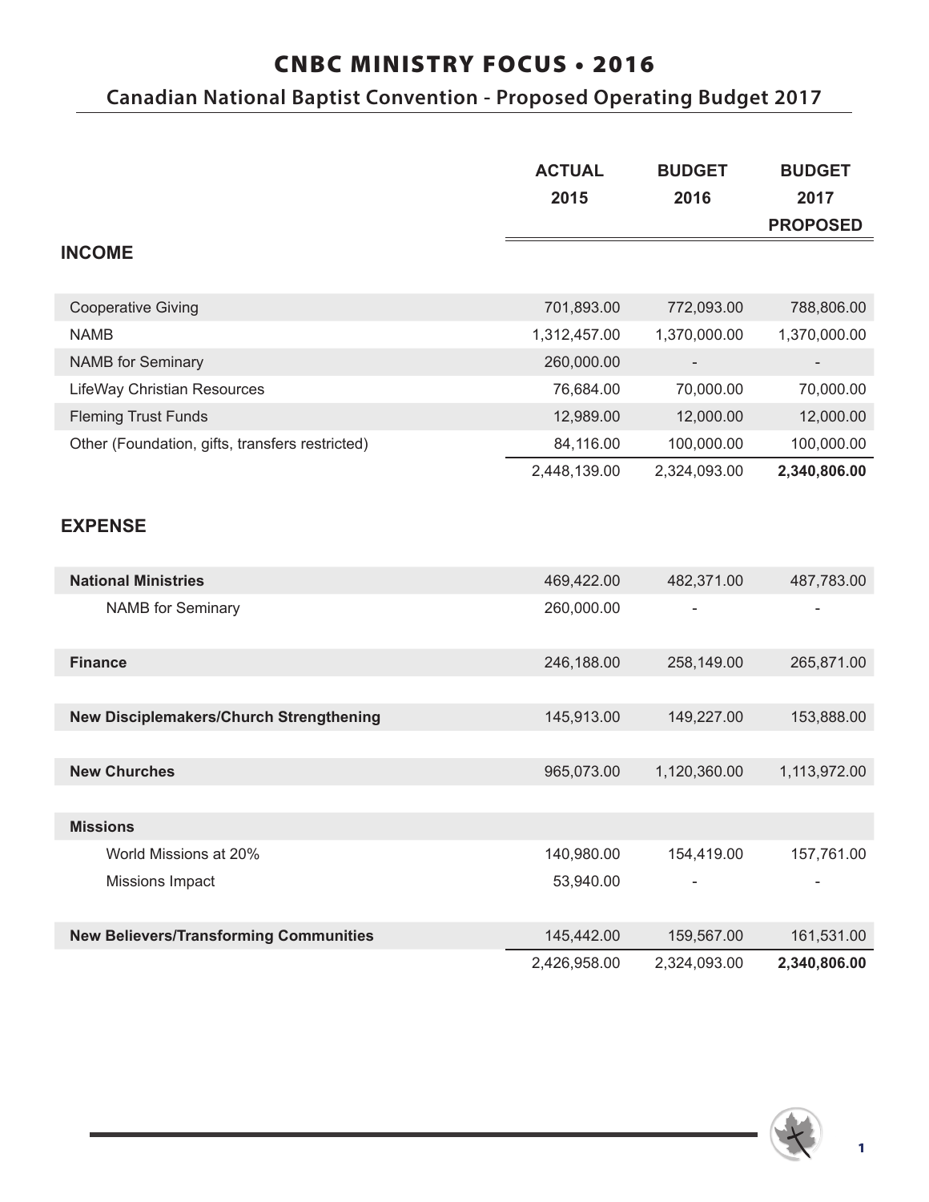# CNBC MINISTRY FOCUS • 2016

## Canadian National Baptist Convention - Proposed Operating Budget 2017

| | ACTUAL 2015 | BUDGET 2016 | BUDGET 2017 PROPOSED |
|---|---|---|---|
| **INCOME** | | | |
| Cooperative Giving | 701,893.00 | 772,093.00 | 788,806.00 |
| NAMB | 1,312,457.00 | 1,370,000.00 | 1,370,000.00 |
| NAMB for Seminary | 260,000.00 | - | - |
| LifeWay Christian Resources | 76,684.00 | 70,000.00 | 70,000.00 |
| Fleming Trust Funds | 12,989.00 | 12,000.00 | 12,000.00 |
| Other (Foundation, gifts, transfers restricted) | 84,116.00 | 100,000.00 | 100,000.00 |
| | 2,448,139.00 | 2,324,093.00 | **2,340,806.00** |
| **EXPENSE** | | | |
| **National Ministries** | 469,422.00 | 482,371.00 | 487,783.00 |
| NAMB for Seminary | 260,000.00 | - | - |
| **Finance** | 246,188.00 | 258,149.00 | 265,871.00 |
| **New Disciplemakers/Church Strengthening** | 145,913.00 | 149,227.00 | 153,888.00 |
| **New Churches** | 965,073.00 | 1,120,360.00 | 1,113,972.00 |
| **Missions** | | | |
| World Missions at 20% | 140,980.00 | 154,419.00 | 157,761.00 |
| Missions Impact | 53,940.00 | - | - |
| **New Believers/Transforming Communities** | 145,442.00 | 159,567.00 | 161,531.00 |
| | 2,426,958.00 | 2,324,093.00 | **2,340,806.00** |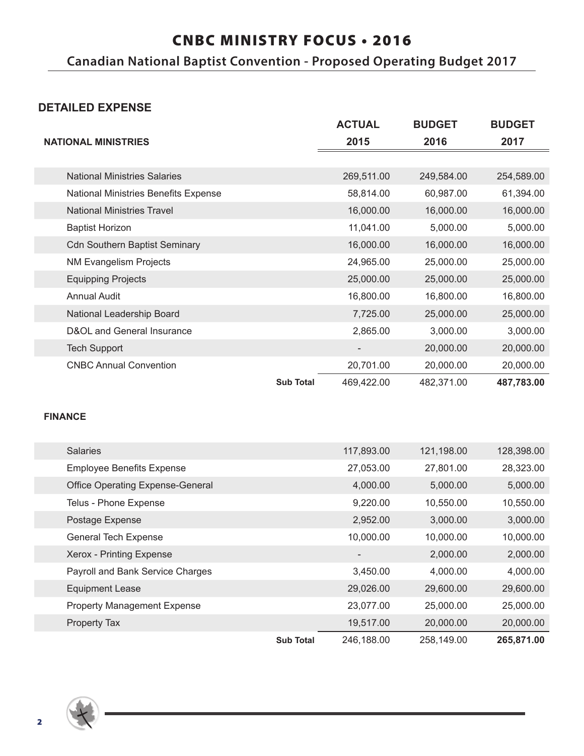# CNBC MINISTRY FOCUS • 2016

## Canadian National Baptist Convention - Proposed Operating Budget 2017

### DETAILED EXPENSE

| NATIONAL MINISTRIES | | ACTUAL 2015 | BUDGET 2016 | BUDGET 2017 |
|---|---|---|---|---|
| National Ministries Salaries | | 269,511.00 | 249,584.00 | 254,589.00 |
| National Ministries Benefits Expense | | 58,814.00 | 60,987.00 | 61,394.00 |
| National Ministries Travel | | 16,000.00 | 16,000.00 | 16,000.00 |
| Baptist Horizon | | 11,041.00 | 5,000.00 | 5,000.00 |
| Cdn Southern Baptist Seminary | | 16,000.00 | 16,000.00 | 16,000.00 |
| NM Evangelism Projects | | 24,965.00 | 25,000.00 | 25,000.00 |
| Equipping Projects | | 25,000.00 | 25,000.00 | 25,000.00 |
| Annual Audit | | 16,800.00 | 16,800.00 | 16,800.00 |
| National Leadership Board | | 7,725.00 | 25,000.00 | 25,000.00 |
| D&OL and General Insurance | | 2,865.00 | 3,000.00 | 3,000.00 |
| Tech Support | | - | 20,000.00 | 20,000.00 |
| CNBC Annual Convention | | 20,701.00 | 20,000.00 | 20,000.00 |
| | **Sub Total** | 469,422.00 | 482,371.00 | **487,783.00** |

| FINANCE | | ACTUAL 2015 | BUDGET 2016 | BUDGET 2017 |
|---|---|---|---|---|
| Salaries | | 117,893.00 | 121,198.00 | 128,398.00 |
| Employee Benefits Expense | | 27,053.00 | 27,801.00 | 28,323.00 |
| Office Operating Expense-General | | 4,000.00 | 5,000.00 | 5,000.00 |
| Telus - Phone Expense | | 9,220.00 | 10,550.00 | 10,550.00 |
| Postage Expense | | 2,952.00 | 3,000.00 | 3,000.00 |
| General Tech Expense | | 10,000.00 | 10,000.00 | 10,000.00 |
| Xerox - Printing Expense | | - | 2,000.00 | 2,000.00 |
| Payroll and Bank Service Charges | | 3,450.00 | 4,000.00 | 4,000.00 |
| Equipment Lease | | 29,026.00 | 29,600.00 | 29,600.00 |
| Property Management Expense | | 23,077.00 | 25,000.00 | 25,000.00 |
| Property Tax | | 19,517.00 | 20,000.00 | 20,000.00 |
| | **Sub Total** | 246,188.00 | 258,149.00 | **265,871.00** |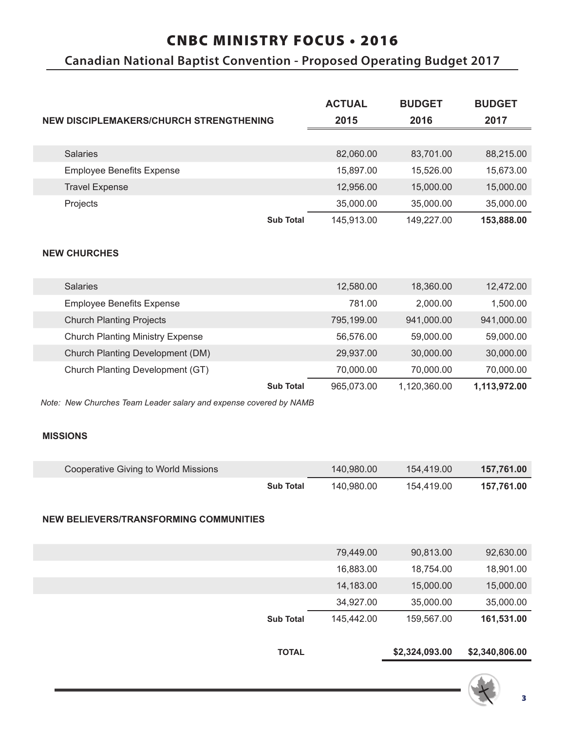# CNBC MINISTRY FOCUS • 2016

## Canadian National Baptist Convention - Proposed Operating Budget 2017

| NEW DISCIPLEMAKERS/CHURCH STRENGTHENING | | ACTUAL 2015 | BUDGET 2016 | BUDGET 2017 |
|---|---|---|---|---|
| Salaries | | 82,060.00 | 83,701.00 | 88,215.00 |
| Employee Benefits Expense | | 15,897.00 | 15,526.00 | 15,673.00 |
| Travel Expense | | 12,956.00 | 15,000.00 | 15,000.00 |
| Projects | | 35,000.00 | 35,000.00 | 35,000.00 |
| | **Sub Total** | 145,913.00 | 149,227.00 | **153,888.00** |
| **NEW CHURCHES** | | | | |
| Salaries | | 12,580.00 | 18,360.00 | 12,472.00 |
| Employee Benefits Expense | | 781.00 | 2,000.00 | 1,500.00 |
| Church Planting Projects | | 795,199.00 | 941,000.00 | 941,000.00 |
| Church Planting Ministry Expense | | 56,576.00 | 59,000.00 | 59,000.00 |
| Church Planting Development (DM) | | 29,937.00 | 30,000.00 | 30,000.00 |
| Church Planting Development (GT) | | 70,000.00 | 70,000.00 | 70,000.00 |
| | **Sub Total** | 965,073.00 | 1,120,360.00 | **1,113,972.00** |

*Note: New Churches Team Leader salary and expense covered by NAMB*

| **MISSIONS** | | | | |
|---|---|---|---|---|
| Cooperative Giving to World Missions | | 140,980.00 | 154,419.00 | **157,761.00** |
| | **Sub Total** | 140,980.00 | 154,419.00 | **157,761.00** |
| **NEW BELIEVERS/TRANSFORMING COMMUNITIES** | | | | |
| | | 79,449.00 | 90,813.00 | 92,630.00 |
| | | 16,883.00 | 18,754.00 | 18,901.00 |
| | | 14,183.00 | 15,000.00 | 15,000.00 |
| | | 34,927.00 | 35,000.00 | 35,000.00 |
| | **Sub Total** | 145,442.00 | 159,567.00 | **161,531.00** |
| | **TOTAL** | | **$2,324,093.00** | **$2,340,806.00** |